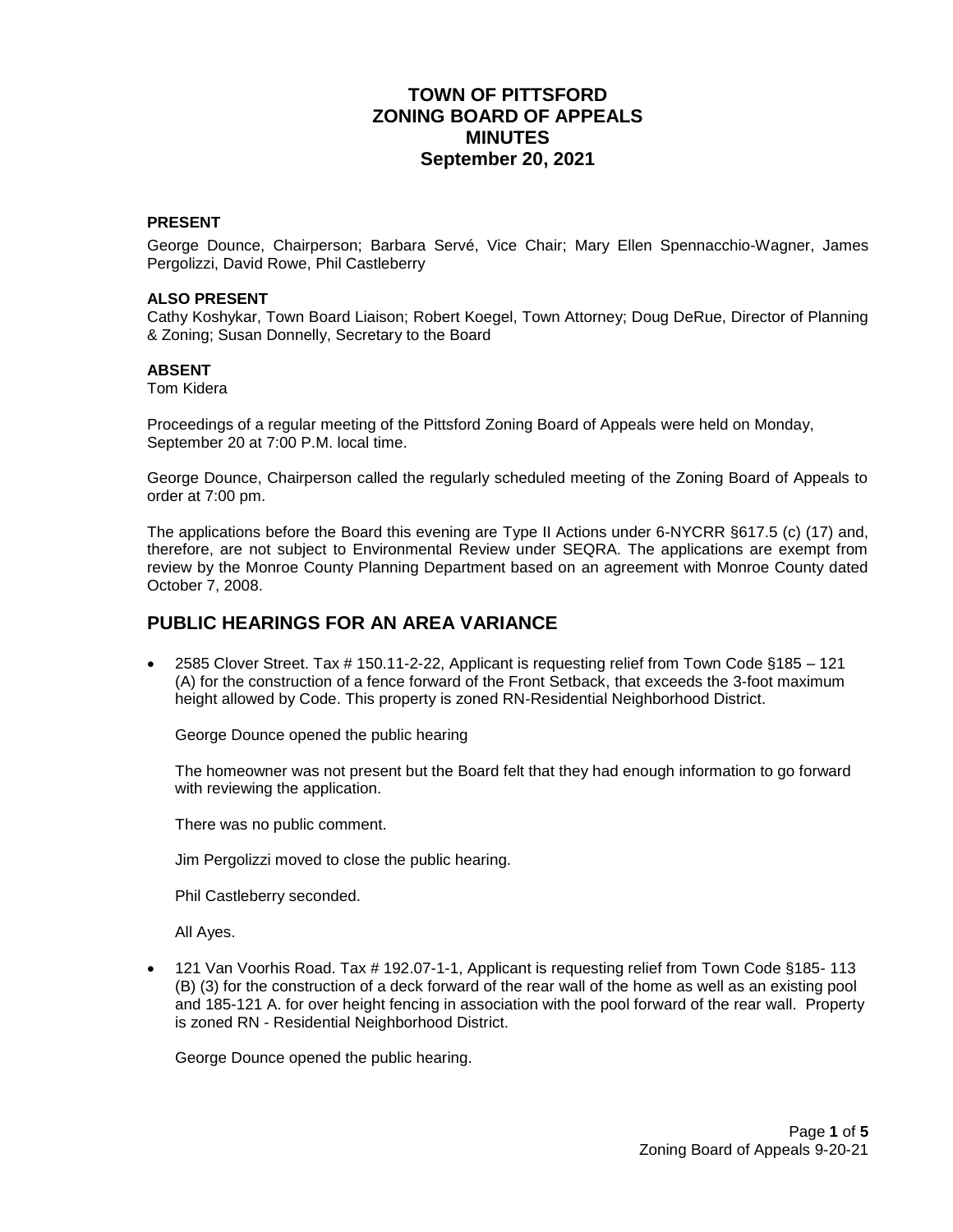# TOWN OF PITTSFORD
# ZONING BOARD OF APPEALS
# MINUTES
# September 20, 2021

**PRESENT**

George Dounce, Chairperson; Barbara Servé, Vice Chair; Mary Ellen Spennacchio-Wagner, James Pergolizzi, David Rowe, Phil Castleberry

**ALSO PRESENT**

Cathy Koshykar, Town Board Liaison; Robert Koegel, Town Attorney; Doug DeRue, Director of Planning & Zoning; Susan Donnelly, Secretary to the Board

**ABSENT**

Tom Kidera

Proceedings of a regular meeting of the Pittsford Zoning Board of Appeals were held on Monday, September 20 at 7:00 P.M. local time.

George Dounce, Chairperson called the regularly scheduled meeting of the Zoning Board of Appeals to order at 7:00 pm.

The applications before the Board this evening are Type II Actions under 6-NYCRR §617.5 (c) (17) and, therefore, are not subject to Environmental Review under SEQRA. The applications are exempt from review by the Monroe County Planning Department based on an agreement with Monroe County dated October 7, 2008.

## PUBLIC HEARINGS FOR AN AREA VARIANCE

- 2585 Clover Street. Tax # 150.11-2-22, Applicant is requesting relief from Town Code §185 – 121 (A) for the construction of a fence forward of the Front Setback, that exceeds the 3-foot maximum height allowed by Code. This property is zoned RN-Residential Neighborhood District.

  George Dounce opened the public hearing

  The homeowner was not present but the Board felt that they had enough information to go forward with reviewing the application.

  There was no public comment.

  Jim Pergolizzi moved to close the public hearing.

  Phil Castleberry seconded.

  All Ayes.

- 121 Van Voorhis Road. Tax # 192.07-1-1, Applicant is requesting relief from Town Code §185- 113 (B) (3) for the construction of a deck forward of the rear wall of the home as well as an existing pool and 185-121 A. for over height fencing in association with the pool forward of the rear wall. Property is zoned RN - Residential Neighborhood District.

  George Dounce opened the public hearing.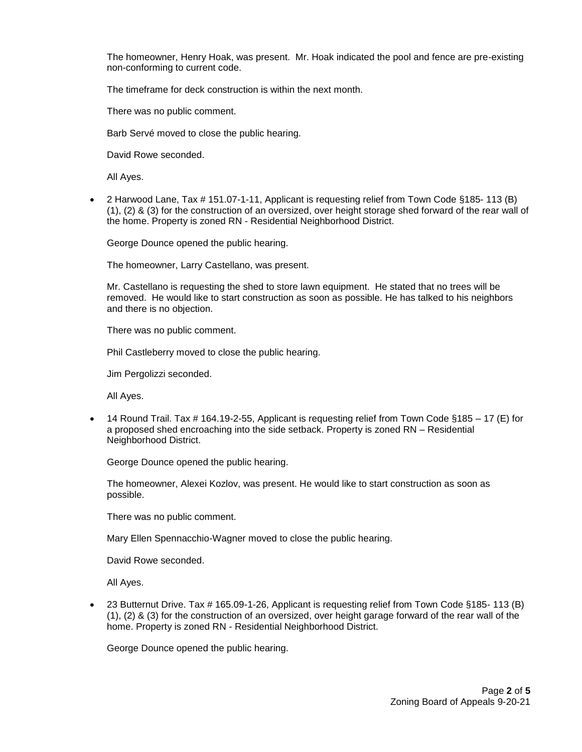The homeowner, Henry Hoak, was present. Mr. Hoak indicated the pool and fence are pre-existing non-conforming to current code.

The timeframe for deck construction is within the next month.

There was no public comment.

Barb Servé moved to close the public hearing.

David Rowe seconded.

All Ayes.

- 2 Harwood Lane, Tax # 151.07-1-11, Applicant is requesting relief from Town Code §185- 113 (B) (1), (2) & (3) for the construction of an oversized, over height storage shed forward of the rear wall of the home. Property is zoned RN - Residential Neighborhood District.

  George Dounce opened the public hearing.

  The homeowner, Larry Castellano, was present.

  Mr. Castellano is requesting the shed to store lawn equipment. He stated that no trees will be removed. He would like to start construction as soon as possible. He has talked to his neighbors and there is no objection.

  There was no public comment.

  Phil Castleberry moved to close the public hearing.

  Jim Pergolizzi seconded.

  All Ayes.

- 14 Round Trail. Tax # 164.19-2-55, Applicant is requesting relief from Town Code §185 – 17 (E) for a proposed shed encroaching into the side setback. Property is zoned RN – Residential Neighborhood District.

  George Dounce opened the public hearing.

  The homeowner, Alexei Kozlov, was present. He would like to start construction as soon as possible.

  There was no public comment.

  Mary Ellen Spennacchio-Wagner moved to close the public hearing.

  David Rowe seconded.

  All Ayes.

- 23 Butternut Drive. Tax # 165.09-1-26, Applicant is requesting relief from Town Code §185- 113 (B) (1), (2) & (3) for the construction of an oversized, over height garage forward of the rear wall of the home. Property is zoned RN - Residential Neighborhood District.

  George Dounce opened the public hearing.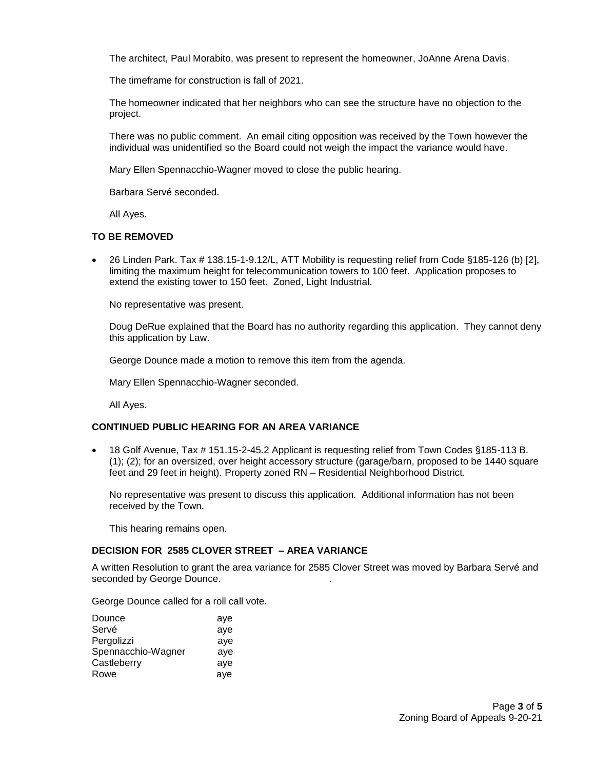The architect, Paul Morabito, was present to represent the homeowner, JoAnne Arena Davis.

The timeframe for construction is fall of 2021.

The homeowner indicated that her neighbors who can see the structure have no objection to the project.

There was no public comment. An email citing opposition was received by the Town however the individual was unidentified so the Board could not weigh the impact the variance would have.

Mary Ellen Spennacchio-Wagner moved to close the public hearing.

Barbara Servé seconded.

All Ayes.

### TO BE REMOVED

- 26 Linden Park. Tax # 138.15-1-9.12/L, ATT Mobility is requesting relief from Code §185-126 (b) [2], limiting the maximum height for telecommunication towers to 100 feet. Application proposes to extend the existing tower to 150 feet. Zoned, Light Industrial.

  No representative was present.

  Doug DeRue explained that the Board has no authority regarding this application. They cannot deny this application by Law.

  George Dounce made a motion to remove this item from the agenda.

  Mary Ellen Spennacchio-Wagner seconded.

  All Ayes.

### CONTINUED PUBLIC HEARING FOR AN AREA VARIANCE

- 18 Golf Avenue, Tax # 151.15-2-45.2 Applicant is requesting relief from Town Codes §185-113 B. (1); (2); for an oversized, over height accessory structure (garage/barn, proposed to be 1440 square feet and 29 feet in height). Property zoned RN – Residential Neighborhood District.

  No representative was present to discuss this application. Additional information has not been received by the Town.

  This hearing remains open.

### DECISION FOR 2585 CLOVER STREET – AREA VARIANCE

A written Resolution to grant the area variance for 2585 Clover Street was moved by Barbara Servé and seconded by George Dounce.

George Dounce called for a roll call vote.

| | |
|---|---|
| Dounce | aye |
| Servé | aye |
| Pergolizzi | aye |
| Spennacchio-Wagner | aye |
| Castleberry | aye |
| Rowe | aye |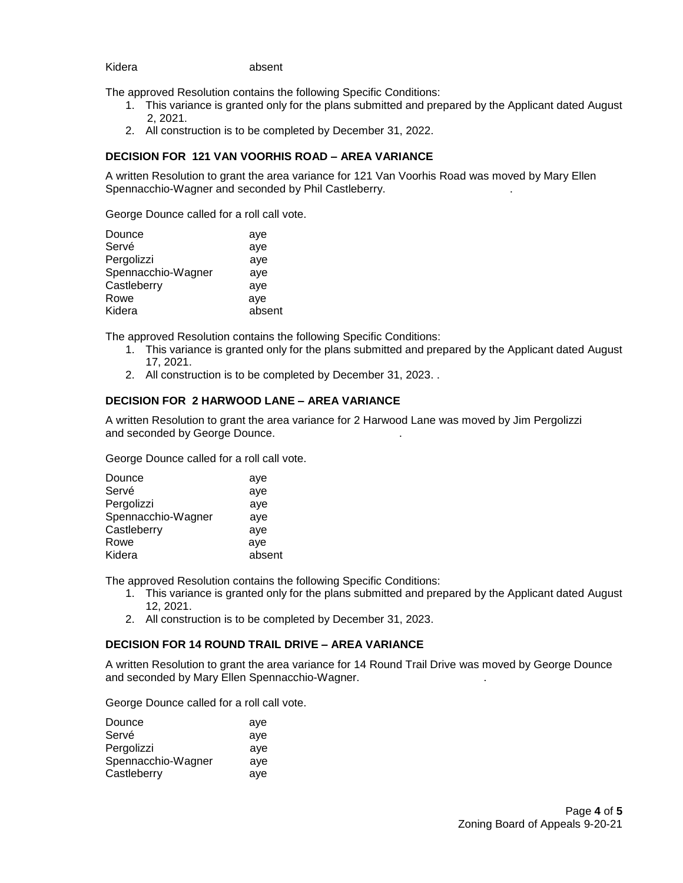Kidera absent

The approved Resolution contains the following Specific Conditions:

1. This variance is granted only for the plans submitted and prepared by the Applicant dated August 2, 2021.
2. All construction is to be completed by December 31, 2022.

### DECISION FOR 121 VAN VOORHIS ROAD – AREA VARIANCE

A written Resolution to grant the area variance for 121 Van Voorhis Road was moved by Mary Ellen Spennacchio-Wagner and seconded by Phil Castleberry.

George Dounce called for a roll call vote.

| | |
|---|---|
| Dounce | aye |
| Servé | aye |
| Pergolizzi | aye |
| Spennacchio-Wagner | aye |
| Castleberry | aye |
| Rowe | aye |
| Kidera | absent |

The approved Resolution contains the following Specific Conditions:

1. This variance is granted only for the plans submitted and prepared by the Applicant dated August 17, 2021.
2. All construction is to be completed by December 31, 2023. .

### DECISION FOR 2 HARWOOD LANE – AREA VARIANCE

A written Resolution to grant the area variance for 2 Harwood Lane was moved by Jim Pergolizzi and seconded by George Dounce.

George Dounce called for a roll call vote.

| | |
|---|---|
| Dounce | aye |
| Servé | aye |
| Pergolizzi | aye |
| Spennacchio-Wagner | aye |
| Castleberry | aye |
| Rowe | aye |
| Kidera | absent |

The approved Resolution contains the following Specific Conditions:

1. This variance is granted only for the plans submitted and prepared by the Applicant dated August 12, 2021.
2. All construction is to be completed by December 31, 2023.

### DECISION FOR 14 ROUND TRAIL DRIVE – AREA VARIANCE

A written Resolution to grant the area variance for 14 Round Trail Drive was moved by George Dounce and seconded by Mary Ellen Spennacchio-Wagner.

George Dounce called for a roll call vote.

| | |
|---|---|
| Dounce | aye |
| Servé | aye |
| Pergolizzi | aye |
| Spennacchio-Wagner | aye |
| Castleberry | aye |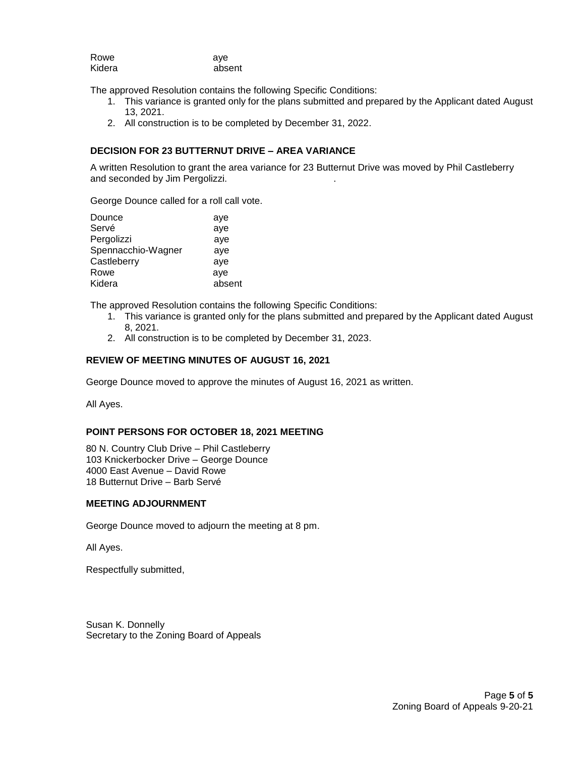| | |
|---|---|
| Rowe | aye |
| Kidera | absent |

The approved Resolution contains the following Specific Conditions:

1. This variance is granted only for the plans submitted and prepared by the Applicant dated August 13, 2021.
2. All construction is to be completed by December 31, 2022.

### DECISION FOR 23 BUTTERNUT DRIVE – AREA VARIANCE

A written Resolution to grant the area variance for 23 Butternut Drive was moved by Phil Castleberry and seconded by Jim Pergolizzi.

George Dounce called for a roll call vote.

| | |
|---|---|
| Dounce | aye |
| Servé | aye |
| Pergolizzi | aye |
| Spennacchio-Wagner | aye |
| Castleberry | aye |
| Rowe | aye |
| Kidera | absent |

The approved Resolution contains the following Specific Conditions:

1. This variance is granted only for the plans submitted and prepared by the Applicant dated August 8, 2021.
2. All construction is to be completed by December 31, 2023.

### REVIEW OF MEETING MINUTES OF AUGUST 16, 2021

George Dounce moved to approve the minutes of August 16, 2021 as written.

All Ayes.

### POINT PERSONS FOR OCTOBER 18, 2021 MEETING

80 N. Country Club Drive – Phil Castleberry
103 Knickerbocker Drive – George Dounce
4000 East Avenue – David Rowe
18 Butternut Drive – Barb Servé

### MEETING ADJOURNMENT

George Dounce moved to adjourn the meeting at 8 pm.

All Ayes.

Respectfully submitted,

Susan K. Donnelly
Secretary to the Zoning Board of Appeals